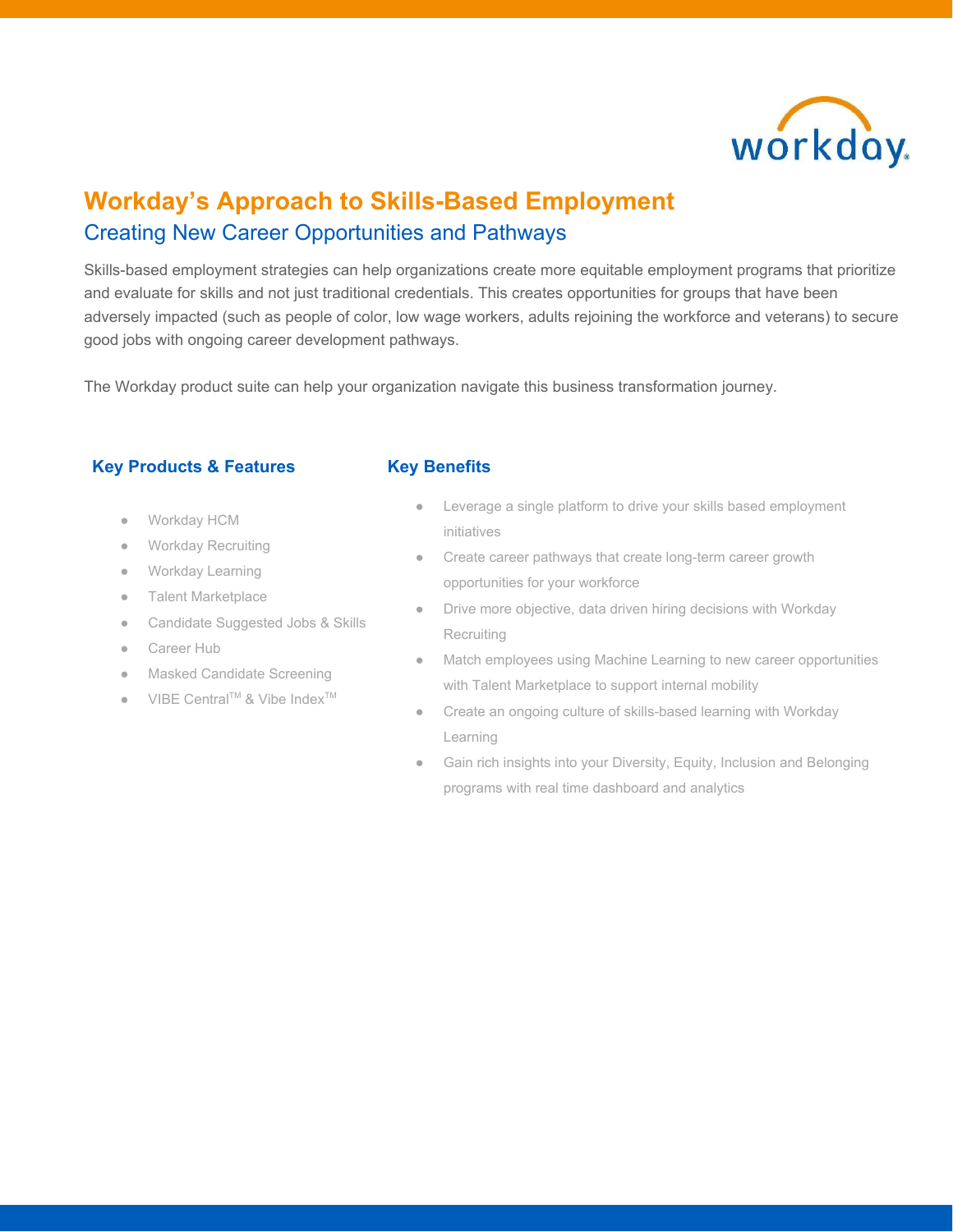# Workday's Approach to Skills-Based Employment

## Creating New Career Opportunities and Pathways

Skills-based employment strategies can help organizations create more equitable employment programs that prioritize and evaluate for skills and not just traditional credentials. This creates opportunities for groups that have been adversely impacted (such as people of color, low wage workers, adults rejoining the workforce and veterans) to secure good jobs with ongoing career development pathways.

The Workday product suite can help your organization navigate this business transformation journey.

### Key Products & Features

- Workday HCM
- Workday Recruiting
- Workday Learning
- Talent Marketplace
- Candidate Suggested Jobs & Skills
- Career Hub
- Masked Candidate Screening
- VIBE Central™ & Vibe Index™

### Key Benefits

- Leverage a single platform to drive your skills based employment initiatives
- Create career pathways that create long-term career growth opportunities for your workforce
- Drive more objective, data driven hiring decisions with Workday Recruiting
- Match employees using Machine Learning to new career opportunities with Talent Marketplace to support internal mobility
- Create an ongoing culture of skills-based learning with Workday Learning
- Gain rich insights into your Diversity, Equity, Inclusion and Belonging programs with real time dashboard and analytics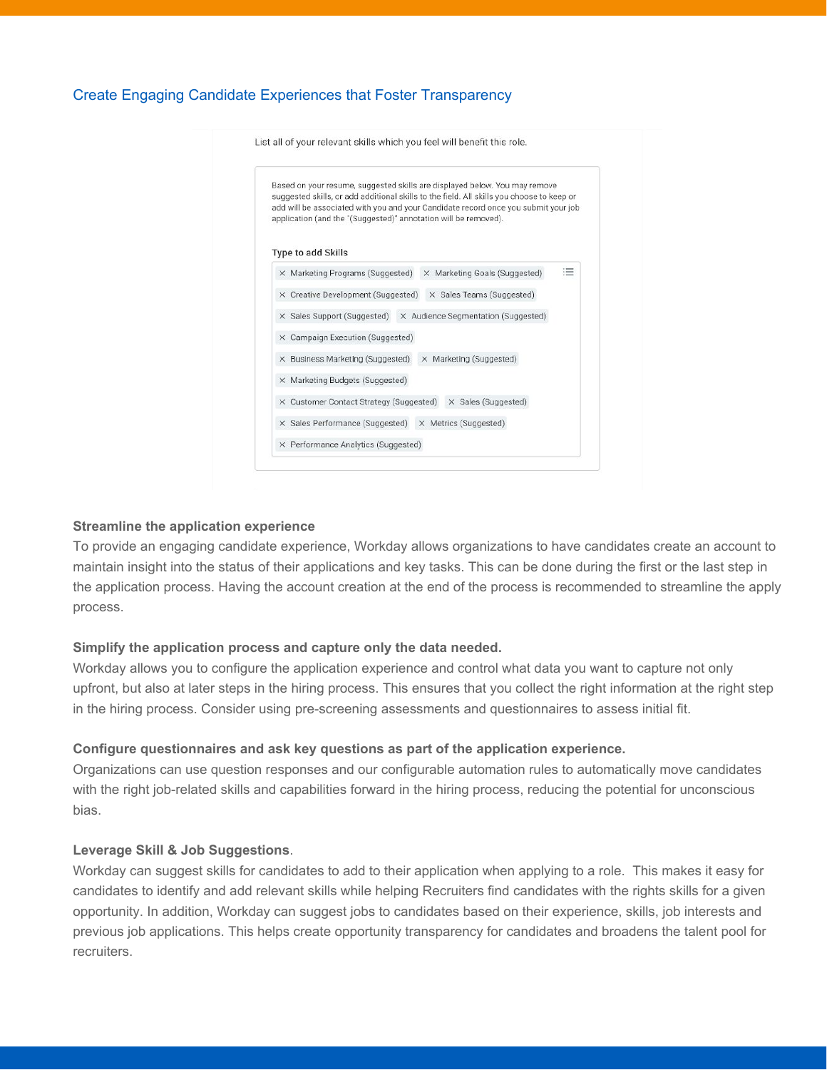## Create Engaging Candidate Experiences that Foster Transparency

List all of your relevant skills which you feel will benefit this role.

Based on your resume, suggested skills are displayed below. You may remove suggested skills, or add additional skills to the field. All skills you choose to keep or add will be associated with you and your Candidate record once you submit your job application (and the "(Suggested)" annotation will be removed).

Type to add Skills

× Marketing Programs (Suggested) × Marketing Goals (Suggested)
× Creative Development (Suggested) × Sales Teams (Suggested)
× Sales Support (Suggested) × Audience Segmentation (Suggested)
× Campaign Execution (Suggested)
× Business Marketing (Suggested) × Marketing (Suggested)
× Marketing Budgets (Suggested)
× Customer Contact Strategy (Suggested) × Sales (Suggested)
× Sales Performance (Suggested) × Metrics (Suggested)
× Performance Analytics (Suggested)

**Streamline the application experience**

To provide an engaging candidate experience, Workday allows organizations to have candidates create an account to maintain insight into the status of their applications and key tasks. This can be done during the first or the last step in the application process. Having the account creation at the end of the process is recommended to streamline the apply process.

**Simplify the application process and capture only the data needed.**

Workday allows you to configure the application experience and control what data you want to capture not only upfront, but also at later steps in the hiring process. This ensures that you collect the right information at the right step in the hiring process. Consider using pre-screening assessments and questionnaires to assess initial fit.

**Configure questionnaires and ask key questions as part of the application experience.**

Organizations can use question responses and our configurable automation rules to automatically move candidates with the right job-related skills and capabilities forward in the hiring process, reducing the potential for unconscious bias.

**Leverage Skill & Job Suggestions**.

Workday can suggest skills for candidates to add to their application when applying to a role. This makes it easy for candidates to identify and add relevant skills while helping Recruiters find candidates with the rights skills for a given opportunity. In addition, Workday can suggest jobs to candidates based on their experience, skills, job interests and previous job applications. This helps create opportunity transparency for candidates and broadens the talent pool for recruiters.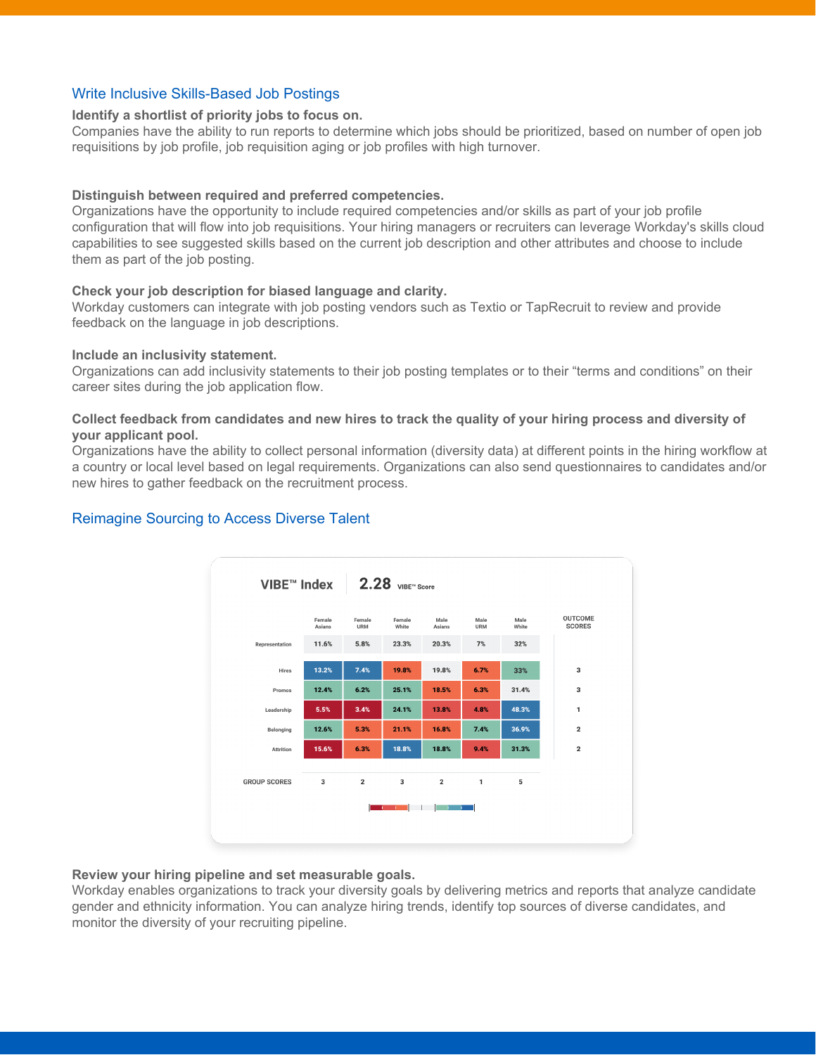## Write Inclusive Skills-Based Job Postings

**Identify a shortlist of priority jobs to focus on.**
Companies have the ability to run reports to determine which jobs should be prioritized, based on number of open job requisitions by job profile, job requisition aging or job profiles with high turnover.

**Distinguish between required and preferred competencies.**
Organizations have the opportunity to include required competencies and/or skills as part of your job profile configuration that will flow into job requisitions. Your hiring managers or recruiters can leverage Workday's skills cloud capabilities to see suggested skills based on the current job description and other attributes and choose to include them as part of the job posting.

**Check your job description for biased language and clarity.**
Workday customers can integrate with job posting vendors such as Textio or TapRecruit to review and provide feedback on the language in job descriptions.

**Include an inclusivity statement.**
Organizations can add inclusivity statements to their job posting templates or to their "terms and conditions" on their career sites during the job application flow.

**Collect feedback from candidates and new hires to track the quality of your hiring process and diversity of your applicant pool.**
Organizations have the ability to collect personal information (diversity data) at different points in the hiring workflow at a country or local level based on legal requirements. Organizations can also send questionnaires to candidates and/or new hires to gather feedback on the recruitment process.

## Reimagine Sourcing to Access Diverse Talent

**VIBE™ Index** | **2.28** VIBE™ Score

| | Female Asians | Female URM | Female White | Male Asians | Male URM | Male White | OUTCOME SCORES |
|---|---|---|---|---|---|---|---|
| Representation | 11.6% | 5.8% | 23.3% | 20.3% | 7% | 32% | |
| Hires | 13.2% | 7.4% | 19.8% | 19.8% | 6.7% | 33% | 3 |
| Promos | 12.4% | 6.2% | 25.1% | 18.5% | 6.3% | 31.4% | 3 |
| Leadership | 5.5% | 3.4% | 24.1% | 13.8% | 4.8% | 48.3% | 1 |
| Belonging | 12.6% | 5.3% | 21.1% | 16.8% | 7.4% | 36.9% | 2 |
| Attrition | 15.6% | 6.3% | 18.8% | 18.8% | 9.4% | 31.3% | 2 |
| GROUP SCORES | 3 | 2 | 3 | 2 | 1 | 5 | |

**Review your hiring pipeline and set measurable goals.**
Workday enables organizations to track your diversity goals by delivering metrics and reports that analyze candidate gender and ethnicity information. You can analyze hiring trends, identify top sources of diverse candidates, and monitor the diversity of your recruiting pipeline.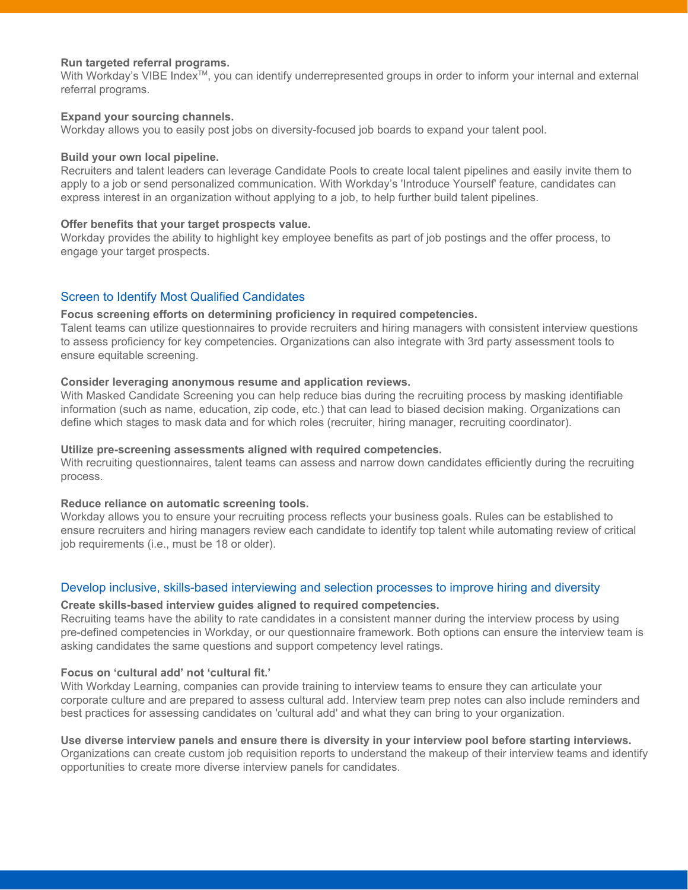**Run targeted referral programs.**
With Workday's VIBE Index™, you can identify underrepresented groups in order to inform your internal and external referral programs.

**Expand your sourcing channels.**
Workday allows you to easily post jobs on diversity-focused job boards to expand your talent pool.

**Build your own local pipeline.**
Recruiters and talent leaders can leverage Candidate Pools to create local talent pipelines and easily invite them to apply to a job or send personalized communication. With Workday's 'Introduce Yourself' feature, candidates can express interest in an organization without applying to a job, to help further build talent pipelines.

**Offer benefits that your target prospects value.**
Workday provides the ability to highlight key employee benefits as part of job postings and the offer process, to engage your target prospects.

## Screen to Identify Most Qualified Candidates

**Focus screening efforts on determining proficiency in required competencies.**
Talent teams can utilize questionnaires to provide recruiters and hiring managers with consistent interview questions to assess proficiency for key competencies. Organizations can also integrate with 3rd party assessment tools to ensure equitable screening.

**Consider leveraging anonymous resume and application reviews.**
With Masked Candidate Screening you can help reduce bias during the recruiting process by masking identifiable information (such as name, education, zip code, etc.) that can lead to biased decision making. Organizations can define which stages to mask data and for which roles (recruiter, hiring manager, recruiting coordinator).

**Utilize pre-screening assessments aligned with required competencies.**
With recruiting questionnaires, talent teams can assess and narrow down candidates efficiently during the recruiting process.

**Reduce reliance on automatic screening tools.**
Workday allows you to ensure your recruiting process reflects your business goals. Rules can be established to ensure recruiters and hiring managers review each candidate to identify top talent while automating review of critical job requirements (i.e., must be 18 or older).

## Develop inclusive, skills-based interviewing and selection processes to improve hiring and diversity

**Create skills-based interview guides aligned to required competencies.**
Recruiting teams have the ability to rate candidates in a consistent manner during the interview process by using pre-defined competencies in Workday, or our questionnaire framework. Both options can ensure the interview team is asking candidates the same questions and support competency level ratings.

**Focus on 'cultural add' not 'cultural fit.'**
With Workday Learning, companies can provide training to interview teams to ensure they can articulate your corporate culture and are prepared to assess cultural add. Interview team prep notes can also include reminders and best practices for assessing candidates on 'cultural add' and what they can bring to your organization.

**Use diverse interview panels and ensure there is diversity in your interview pool before starting interviews.**
Organizations can create custom job requisition reports to understand the makeup of their interview teams and identify opportunities to create more diverse interview panels for candidates.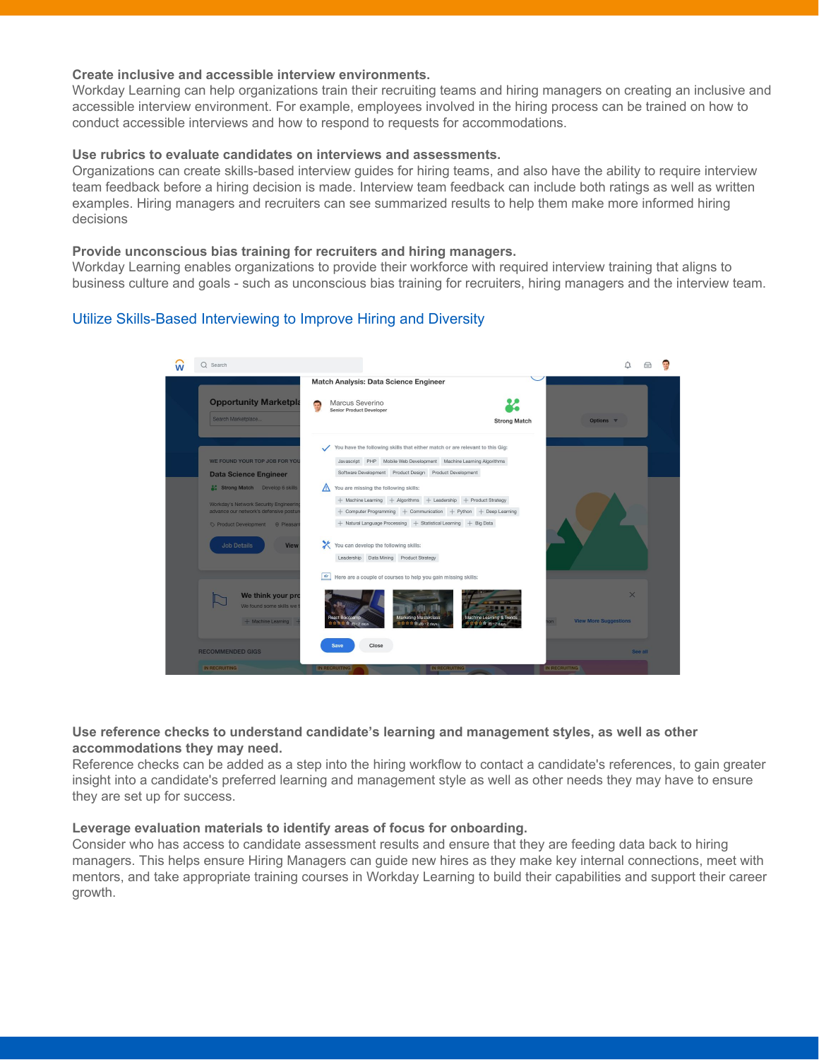**Create inclusive and accessible interview environments.**
Workday Learning can help organizations train their recruiting teams and hiring managers on creating an inclusive and accessible interview environment. For example, employees involved in the hiring process can be trained on how to conduct accessible interviews and how to respond to requests for accommodations.

**Use rubrics to evaluate candidates on interviews and assessments.**
Organizations can create skills-based interview guides for hiring teams, and also have the ability to require interview team feedback before a hiring decision is made. Interview team feedback can include both ratings as well as written examples. Hiring managers and recruiters can see summarized results to help them make more informed hiring decisions

**Provide unconscious bias training for recruiters and hiring managers.**
Workday Learning enables organizations to provide their workforce with required interview training that aligns to business culture and goals - such as unconscious bias training for recruiters, hiring managers and the interview team.

Utilize Skills-Based Interviewing to Improve Hiring and Diversity

**Use reference checks to understand candidate's learning and management styles, as well as other accommodations they may need.**
Reference checks can be added as a step into the hiring workflow to contact a candidate's references, to gain greater insight into a candidate's preferred learning and management style as well as other needs they may have to ensure they are set up for success.

**Leverage evaluation materials to identify areas of focus for onboarding.**
Consider who has access to candidate assessment results and ensure that they are feeding data back to hiring managers. This helps ensure Hiring Managers can guide new hires as they make key internal connections, meet with mentors, and take appropriate training courses in Workday Learning to build their capabilities and support their career growth.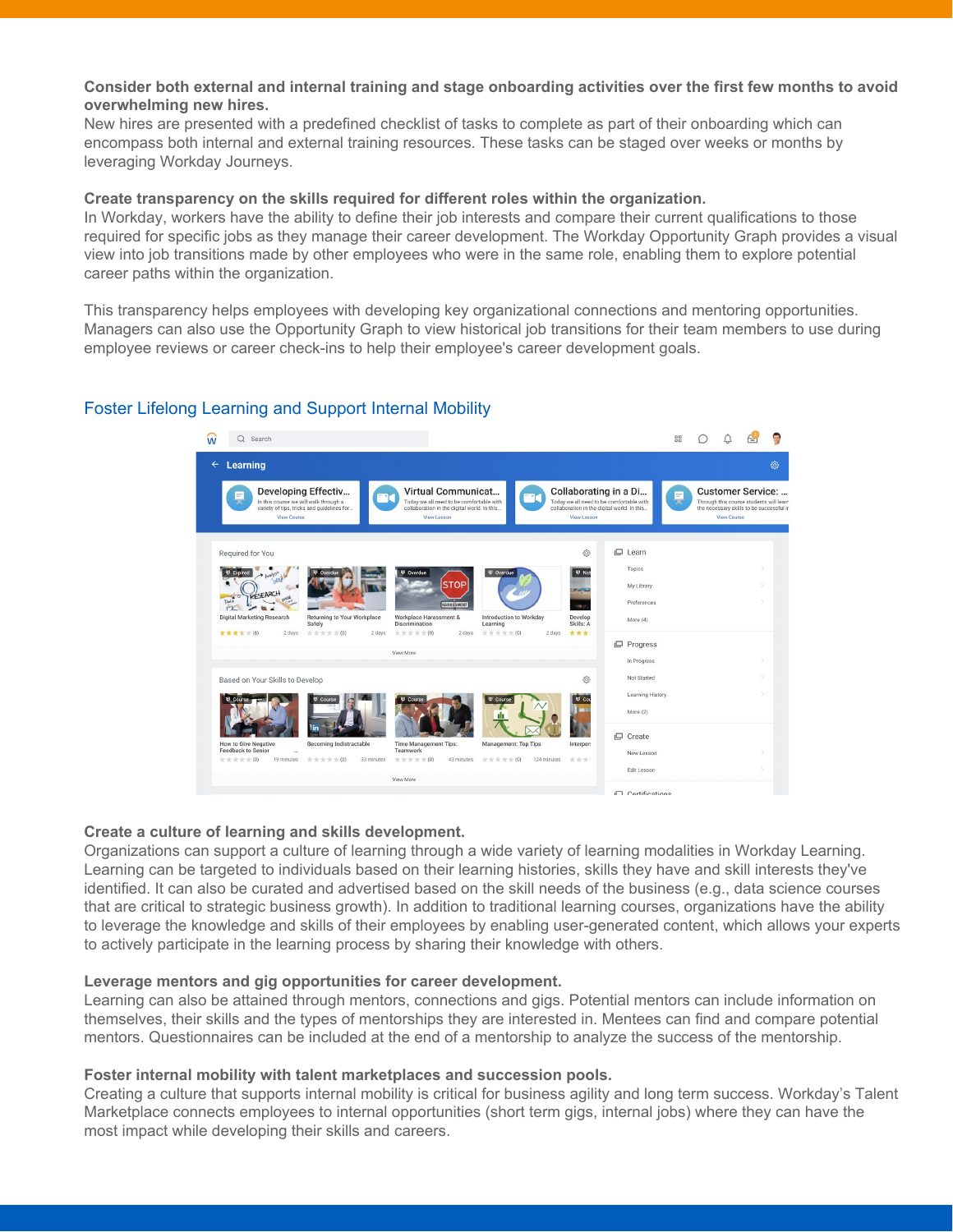**Consider both external and internal training and stage onboarding activities over the first few months to avoid overwhelming new hires.**
New hires are presented with a predefined checklist of tasks to complete as part of their onboarding which can encompass both internal and external training resources. These tasks can be staged over weeks or months by leveraging Workday Journeys.

**Create transparency on the skills required for different roles within the organization.**
In Workday, workers have the ability to define their job interests and compare their current qualifications to those required for specific jobs as they manage their career development. The Workday Opportunity Graph provides a visual view into job transitions made by other employees who were in the same role, enabling them to explore potential career paths within the organization.

This transparency helps employees with developing key organizational connections and mentoring opportunities. Managers can also use the Opportunity Graph to view historical job transitions for their team members to use during employee reviews or career check-ins to help their employee's career development goals.

## Foster Lifelong Learning and Support Internal Mobility

**Create a culture of learning and skills development.**
Organizations can support a culture of learning through a wide variety of learning modalities in Workday Learning. Learning can be targeted to individuals based on their learning histories, skills they have and skill interests they've identified. It can also be curated and advertised based on the skill needs of the business (e.g., data science courses that are critical to strategic business growth). In addition to traditional learning courses, organizations have the ability to leverage the knowledge and skills of their employees by enabling user-generated content, which allows your experts to actively participate in the learning process by sharing their knowledge with others.

**Leverage mentors and gig opportunities for career development.**
Learning can also be attained through mentors, connections and gigs. Potential mentors can include information on themselves, their skills and the types of mentorships they are interested in. Mentees can find and compare potential mentors. Questionnaires can be included at the end of a mentorship to analyze the success of the mentorship.

**Foster internal mobility with talent marketplaces and succession pools.**
Creating a culture that supports internal mobility is critical for business agility and long term success. Workday's Talent Marketplace connects employees to internal opportunities (short term gigs, internal jobs) where they can have the most impact while developing their skills and careers.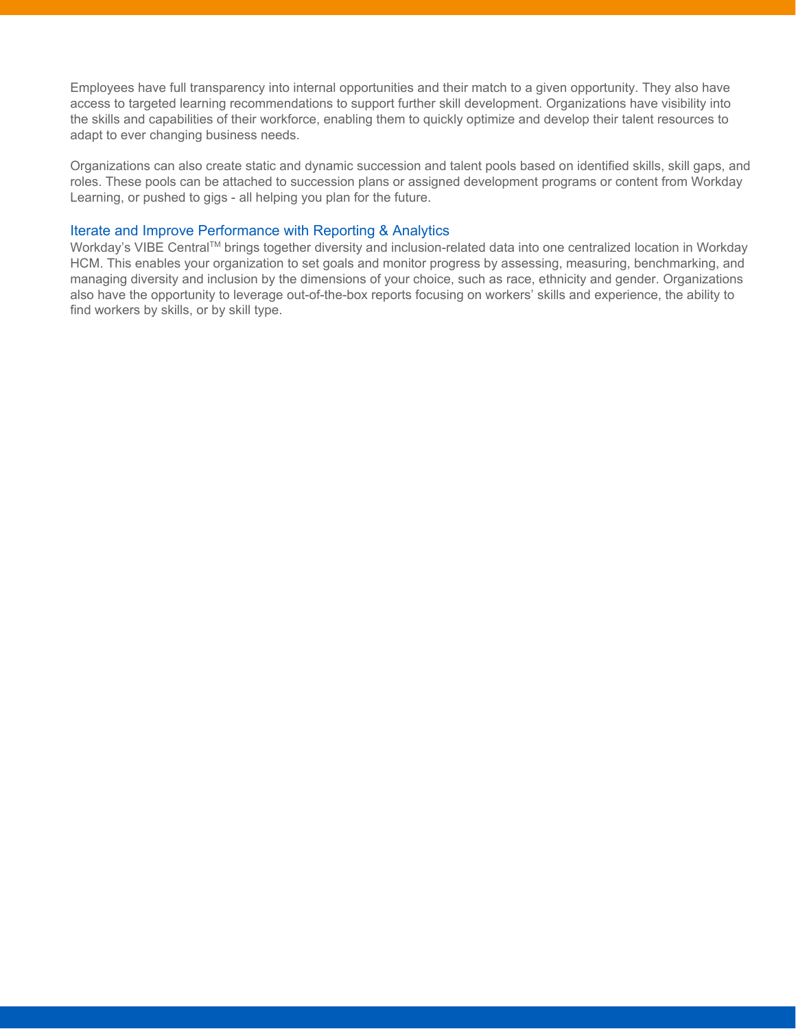Employees have full transparency into internal opportunities and their match to a given opportunity. They also have access to targeted learning recommendations to support further skill development. Organizations have visibility into the skills and capabilities of their workforce, enabling them to quickly optimize and develop their talent resources to adapt to ever changing business needs.

Organizations can also create static and dynamic succession and talent pools based on identified skills, skill gaps, and roles. These pools can be attached to succession plans or assigned development programs or content from Workday Learning, or pushed to gigs - all helping you plan for the future.

### Iterate and Improve Performance with Reporting & Analytics

Workday's VIBE Central™ brings together diversity and inclusion-related data into one centralized location in Workday HCM. This enables your organization to set goals and monitor progress by assessing, measuring, benchmarking, and managing diversity and inclusion by the dimensions of your choice, such as race, ethnicity and gender. Organizations also have the opportunity to leverage out-of-the-box reports focusing on workers' skills and experience, the ability to find workers by skills, or by skill type.